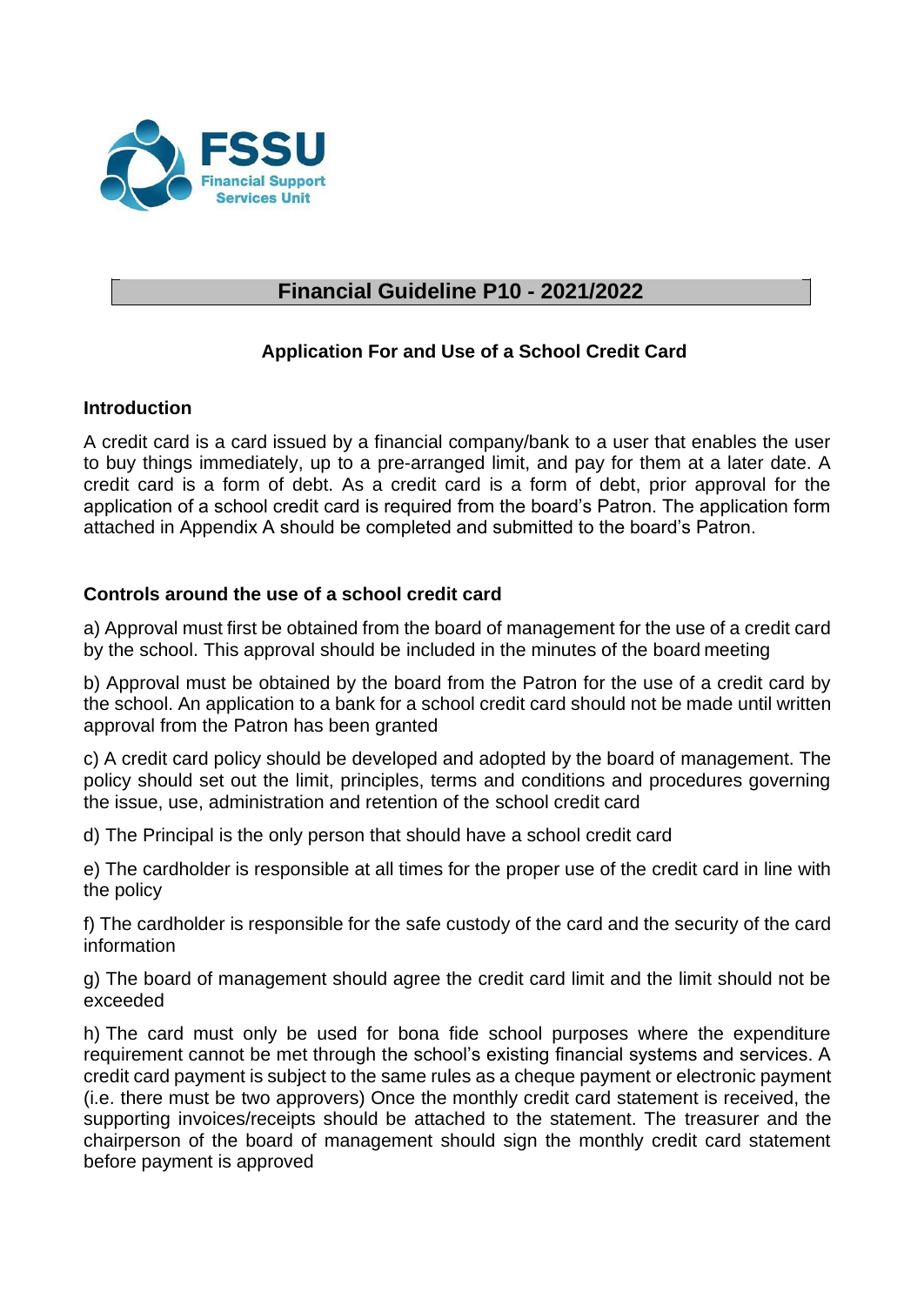FSSU
Financial Support Services Unit

# Financial Guideline P10 - 2021/2022

## Application For and Use of a School Credit Card

### Introduction

A credit card is a card issued by a financial company/bank to a user that enables the user to buy things immediately, up to a pre-arranged limit, and pay for them at a later date. A credit card is a form of debt. As a credit card is a form of debt, prior approval for the application of a school credit card is required from the board's Patron. The application form attached in Appendix A should be completed and submitted to the board's Patron.

### Controls around the use of a school credit card

a) Approval must first be obtained from the board of management for the use of a credit card by the school. This approval should be included in the minutes of the board meeting

b) Approval must be obtained by the board from the Patron for the use of a credit card by the school. An application to a bank for a school credit card should not be made until written approval from the Patron has been granted

c) A credit card policy should be developed and adopted by the board of management. The policy should set out the limit, principles, terms and conditions and procedures governing the issue, use, administration and retention of the school credit card

d) The Principal is the only person that should have a school credit card

e) The cardholder is responsible at all times for the proper use of the credit card in line with the policy

f) The cardholder is responsible for the safe custody of the card and the security of the card information

g) The board of management should agree the credit card limit and the limit should not be exceeded

h) The card must only be used for bona fide school purposes where the expenditure requirement cannot be met through the school's existing financial systems and services. A credit card payment is subject to the same rules as a cheque payment or electronic payment (i.e. there must be two approvers) Once the monthly credit card statement is received, the supporting invoices/receipts should be attached to the statement. The treasurer and the chairperson of the board of management should sign the monthly credit card statement before payment is approved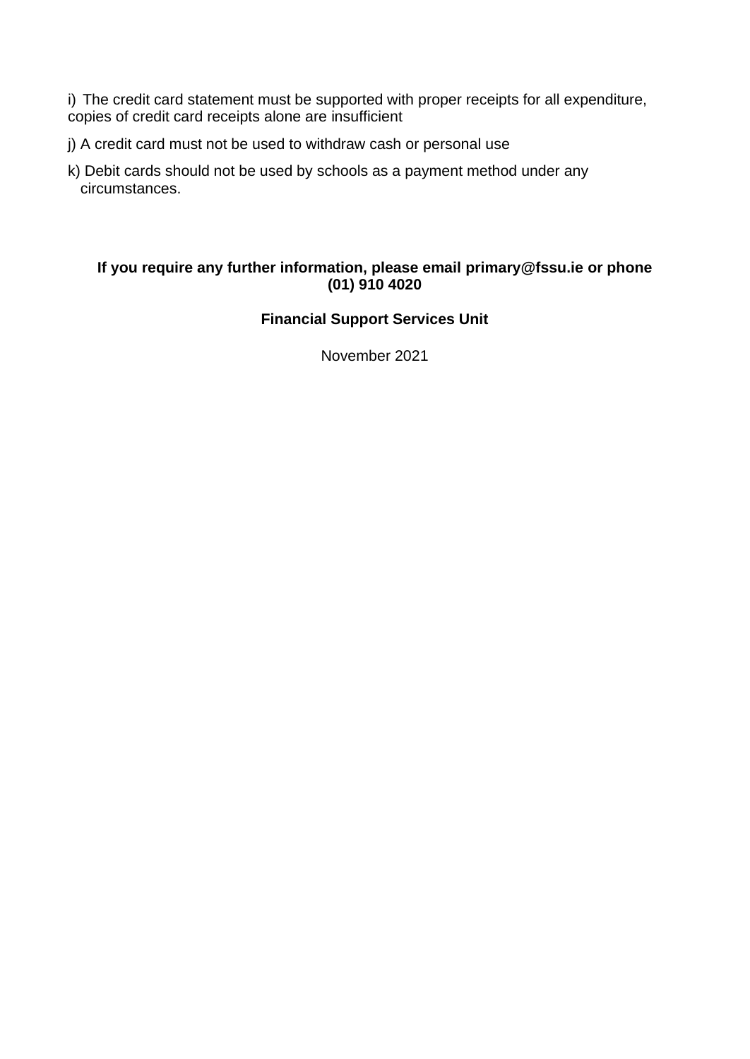i) The credit card statement must be supported with proper receipts for all expenditure, copies of credit card receipts alone are insufficient

j) A credit card must not be used to withdraw cash or personal use

k) Debit cards should not be used by schools as a payment method under any circumstances.

**If you require any further information, please email primary@fssu.ie or phone (01) 910 4020**

**Financial Support Services Unit**

November 2021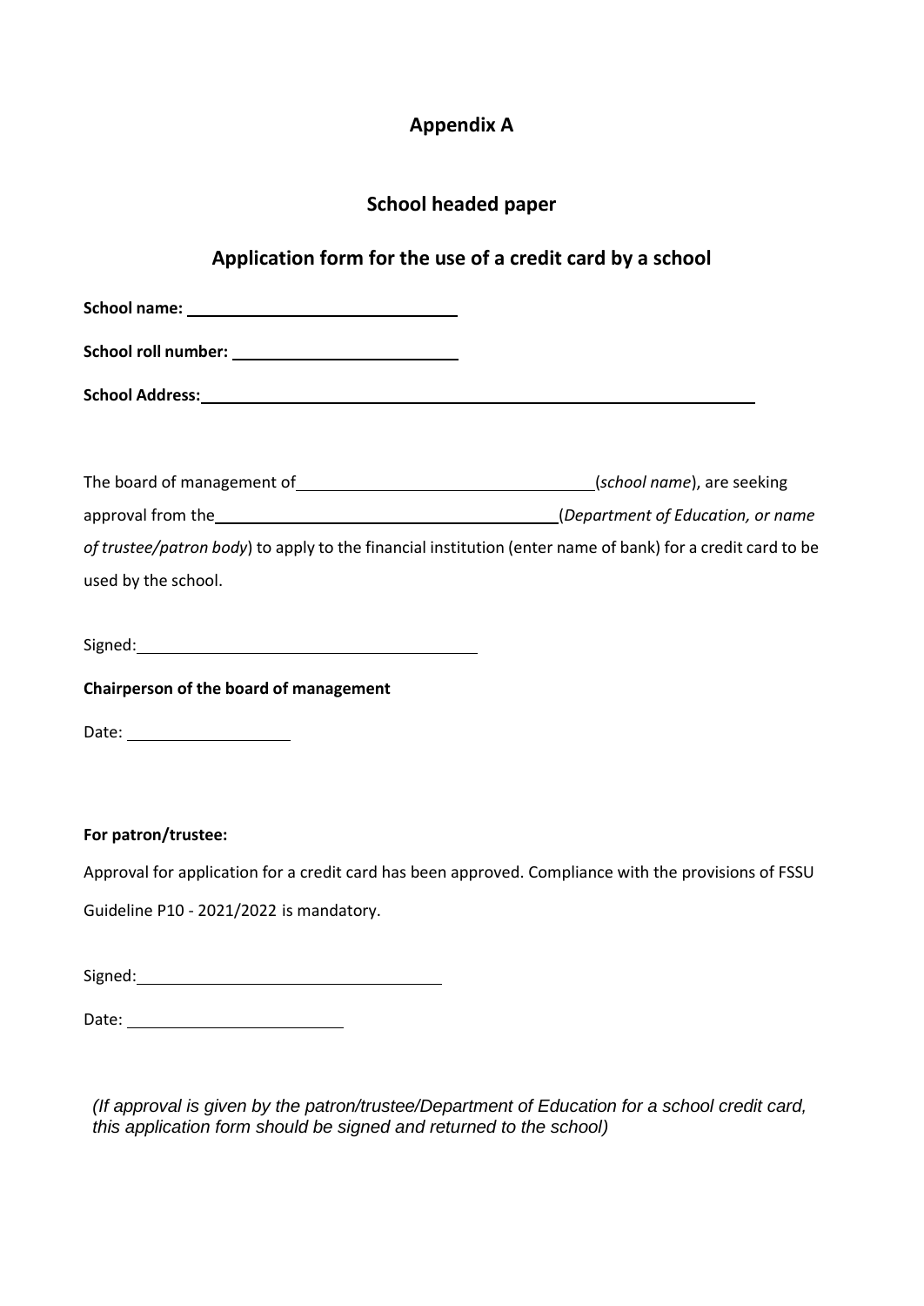# Appendix A

## School headed paper

## Application form for the use of a credit card by a school

**School name:** ______________________________

**School roll number:** _________________________

**School Address:** ______________________________________________________________

The board of management of _________________________________ (*school name*), are seeking approval from the ______________________________________ (*Department of Education, or name of trustee/patron body*) to apply to the financial institution (enter name of bank) for a credit card to be used by the school.

Signed: ______________________________________

**Chairperson of the board of management**

Date: __________________

**For patron/trustee:**

Approval for application for a credit card has been approved. Compliance with the provisions of FSSU Guideline P10 - 2021/2022 is mandatory.

Signed: __________________________________

Date: ________________________

*(If approval is given by the patron/trustee/Department of Education for a school credit card, this application form should be signed and returned to the school)*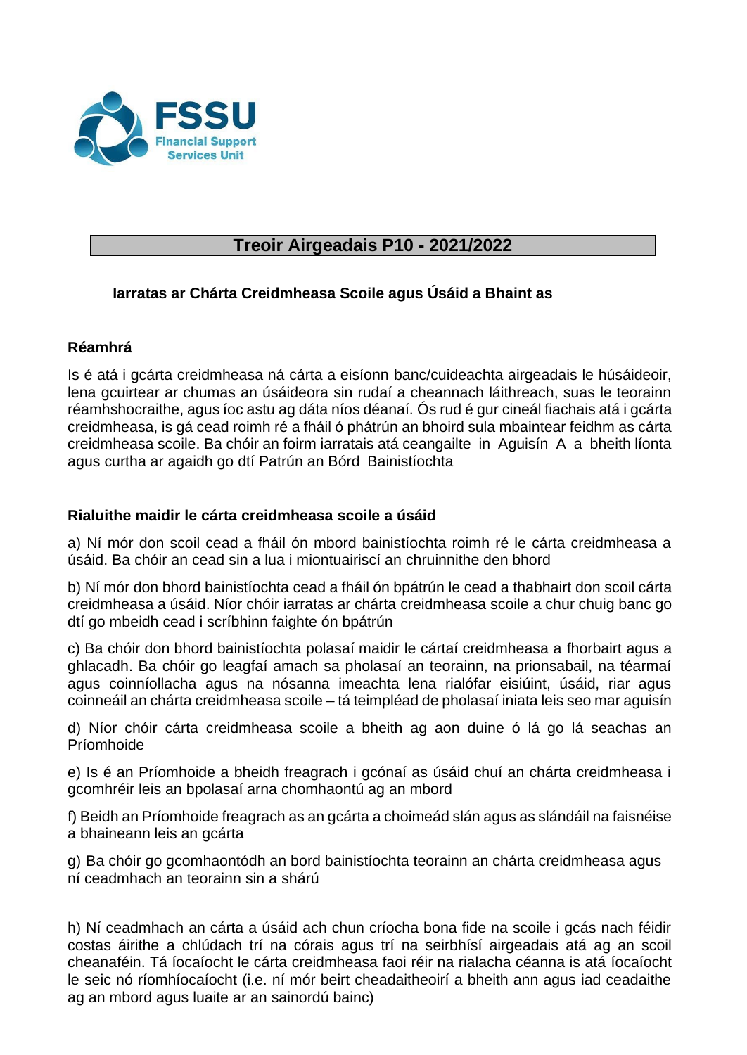FSSU
Financial Support Services Unit

## Treoir Airgeadais P10 - 2021/2022

### Iarratas ar Chárta Creidmheasa Scoile agus Úsáid a Bhaint as

**Réamhrá**

Is é atá i gcárta creidmheasa ná cárta a eisíonn banc/cuideachta airgeadais le húsáideoir, lena gcuirtear ar chumas an úsáideora sin rudaí a cheannach láithreach, suas le teorainn réamhshocraithe, agus íoc astu ag dáta níos déanaí. Ós rud é gur cineál fiachais atá i gcárta creidmheasa, is gá cead roimh ré a fháil ó phátrún an bhoird sula mbaintear feidhm as cárta creidmheasa scoile. Ba chóir an foirm iarratais atá ceangailte in Aguisín A a bheith líonta agus curtha ar agaidh go dtí Patrún an Bórd Bainistíochta

**Rialuithe maidir le cárta creidmheasa scoile a úsáid**

a) Ní mór don scoil cead a fháil ón mbord bainistíochta roimh ré le cárta creidmheasa a úsáid. Ba chóir an cead sin a lua i miontuairiscí an chruinnithe den bhord

b) Ní mór don bhord bainistíochta cead a fháil ón bpátrún le cead a thabhairt don scoil cárta creidmheasa a úsáid. Níor chóir iarratas ar chárta creidmheasa scoile a chur chuig banc go dtí go mbeidh cead i scríbhinn faighte ón bpátrún

c) Ba chóir don bhord bainistíochta polasaí maidir le cártaí creidmheasa a fhorbairt agus a ghlacadh. Ba chóir go leagfaí amach sa pholasaí an teorainn, na prionsabail, na téarmaí agus coinníollacha agus na nósanna imeachta lena rialófar eisiúint, úsáid, riar agus coinneáil an chárta creidmheasa scoile – tá teimpléad de pholasaí iniata leis seo mar aguisín

d) Níor chóir cárta creidmheasa scoile a bheith ag aon duine ó lá go lá seachas an Príomhoide

e) Is é an Príomhoide a bheidh freagrach i gcónaí as úsáid chuí an chárta creidmheasa i gcomhréir leis an bpolasaí arna chomhaontú ag an mbord

f) Beidh an Príomhoide freagrach as an gcárta a choimeád slán agus as slándáil na faisnéise a bhaineann leis an gcárta

g) Ba chóir go gcomhaontódh an bord bainistíochta teorainn an chárta creidmheasa agus ní ceadmhach an teorainn sin a shárú

h) Ní ceadmhach an cárta a úsáid ach chun críocha bona fide na scoile i gcás nach féidir costas áirithe a chlúdach trí na córais agus trí na seirbhísí airgeadais atá ag an scoil cheanaféin. Tá íocaíocht le cárta creidmheasa faoi réir na rialacha céanna is atá íocaíocht le seic nó ríomhíocaíocht (i.e. ní mór beirt cheadaitheoirí a bheith ann agus iad ceadaithe ag an mbord agus luaite ar an sainordú bainc)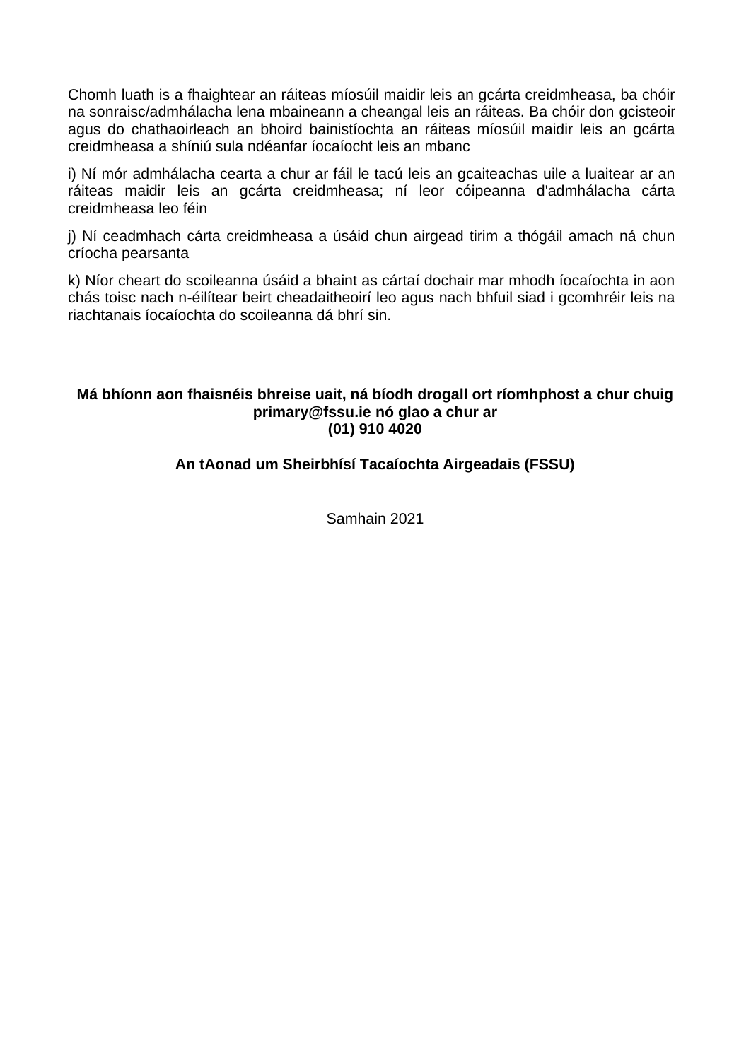Chomh luath is a fhaightear an ráiteas míosúil maidir leis an gcárta creidmheasa, ba chóir na sonraisc/admhálacha lena mbaineann a cheangal leis an ráiteas. Ba chóir don gcisteoir agus do chathaoirleach an bhoird bainistíochta an ráiteas míosúil maidir leis an gcárta creidmheasa a shíniú sula ndéanfar íocaíocht leis an mbanc

i) Ní mór admhálacha cearta a chur ar fáil le tacú leis an gcaiteachas uile a luaitear ar an ráiteas maidir leis an gcárta creidmheasa; ní leor cóipeanna d'admhálacha cárta creidmheasa leo féin

j) Ní ceadmhach cárta creidmheasa a úsáid chun airgead tirim a thógáil amach ná chun críocha pearsanta

k) Níor cheart do scoileanna úsáid a bhaint as cártaí dochair mar mhodh íocaíochta in aon chás toisc nach n-éilítear beirt cheadaitheoirí leo agus nach bhfuil siad i gcomhréir leis na riachtanais íocaíochta do scoileanna dá bhrí sin.

**Má bhíonn aon fhaisnéis bhreise uait, ná bíodh drogall ort ríomhphost a chur chuig primary@fssu.ie nó glao a chur ar (01) 910 4020**

**An tAonad um Sheirbhísí Tacaíochta Airgeadais (FSSU)**

Samhain 2021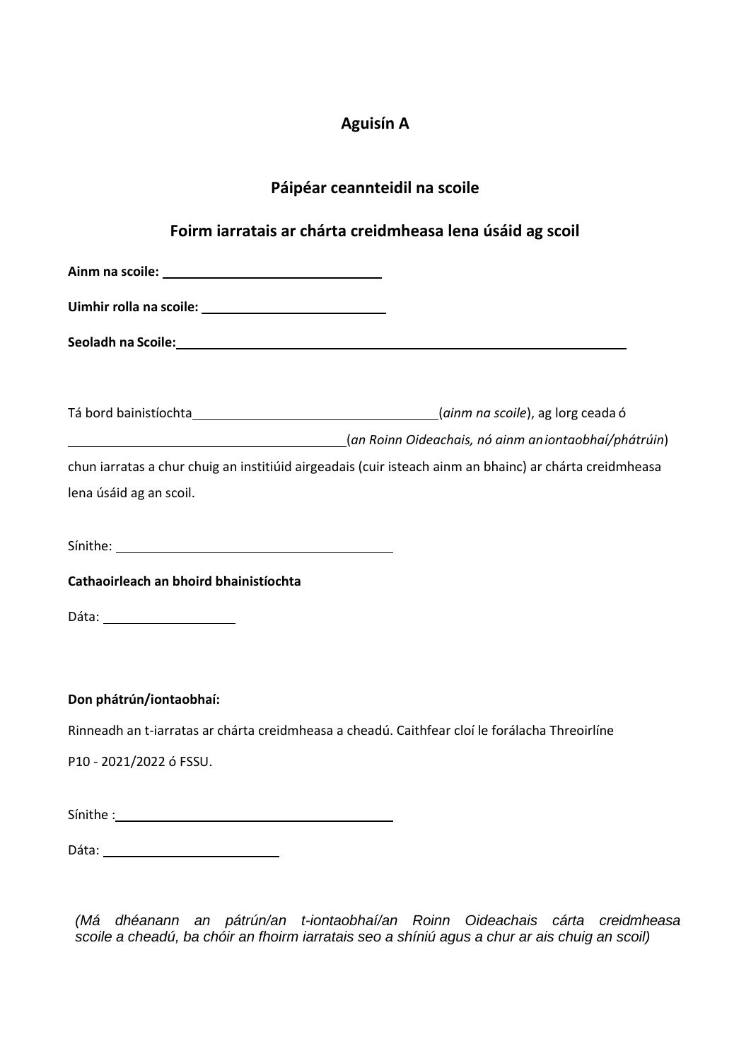## Aguisín A

### Páipéar ceannteidil na scoile

### Foirm iarratais ar chárta creidmheasa lena úsáid ag scoil

**Ainm na scoile:** ______________________________

**Uimhir rolla na scoile:** __________________________

**Seoladh na Scoile:** ________________________________________________________________

Tá bord bainistíochta ___________________________________(*ainm na scoile*), ag lorg ceada ó ________________________________________(*an Roinn Oideachais, nó ainm an iontaobhaí/phátrúin*) chun iarratas a chur chuig an institiúid airgeadais (cuir isteach ainm an bhainc) ar chárta creidmheasa lena úsáid ag an scoil.

Sínithe: ________________________________________

**Cathaoirleach an bhoird bhainistíochta**

Dáta: ___________________

**Don phátrún/iontaobhaí:**

Rinneadh an t-iarratas ar chárta creidmheasa a cheadú. Caithfear cloí le forálacha Threoirlíne P10 - 2021/2022 ó FSSU.

Sínithe :________________________________________

Dáta: _________________________

*(Má dhéanann an pátrún/an t-iontaobhaí/an Roinn Oideachais cárta creidmheasa scoile a cheadú, ba chóir an fhoirm iarratais seo a shíniú agus a chur ar ais chuig an scoil)*